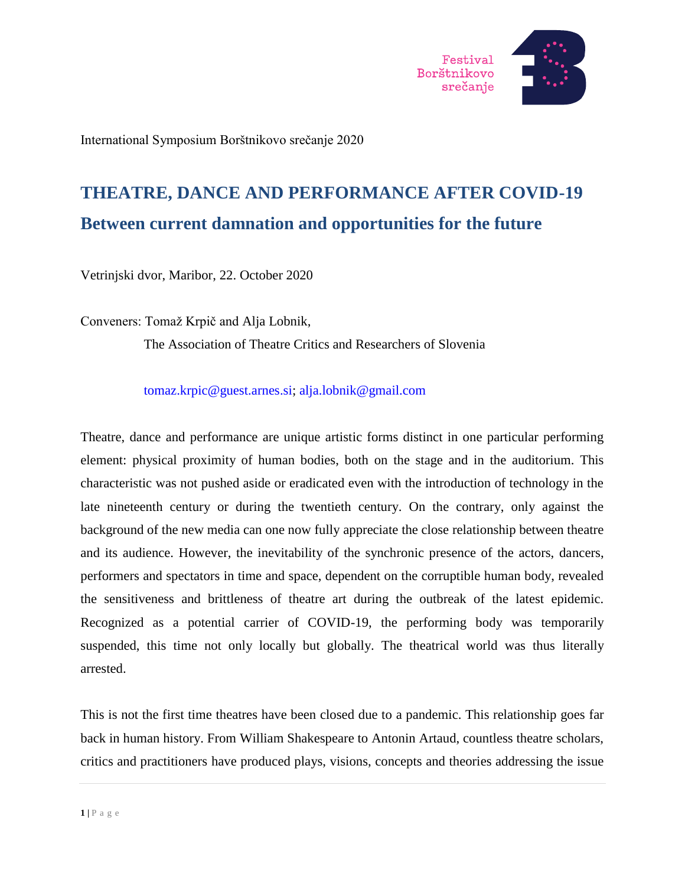Festival Borštnikovo srečanje

International Symposium Borštnikovo srečanje 2020

# THEATRE, DANCE AND PERFORMANCE AFTER COVID-19

## Between current damnation and opportunities for the future

Vetrinjski dvor, Maribor, 22. October 2020

Conveners: Tomaž Krpič and Alja Lobnik,
The Association of Theatre Critics and Researchers of Slovenia

tomaz.krpic@guest.arnes.si; alja.lobnik@gmail.com

Theatre, dance and performance are unique artistic forms distinct in one particular performing element: physical proximity of human bodies, both on the stage and in the auditorium. This characteristic was not pushed aside or eradicated even with the introduction of technology in the late nineteenth century or during the twentieth century. On the contrary, only against the background of the new media can one now fully appreciate the close relationship between theatre and its audience. However, the inevitability of the synchronic presence of the actors, dancers, performers and spectators in time and space, dependent on the corruptible human body, revealed the sensitiveness and brittleness of theatre art during the outbreak of the latest epidemic. Recognized as a potential carrier of COVID-19, the performing body was temporarily suspended, this time not only locally but globally. The theatrical world was thus literally arrested.

This is not the first time theatres have been closed due to a pandemic. This relationship goes far back in human history. From William Shakespeare to Antonin Artaud, countless theatre scholars, critics and practitioners have produced plays, visions, concepts and theories addressing the issue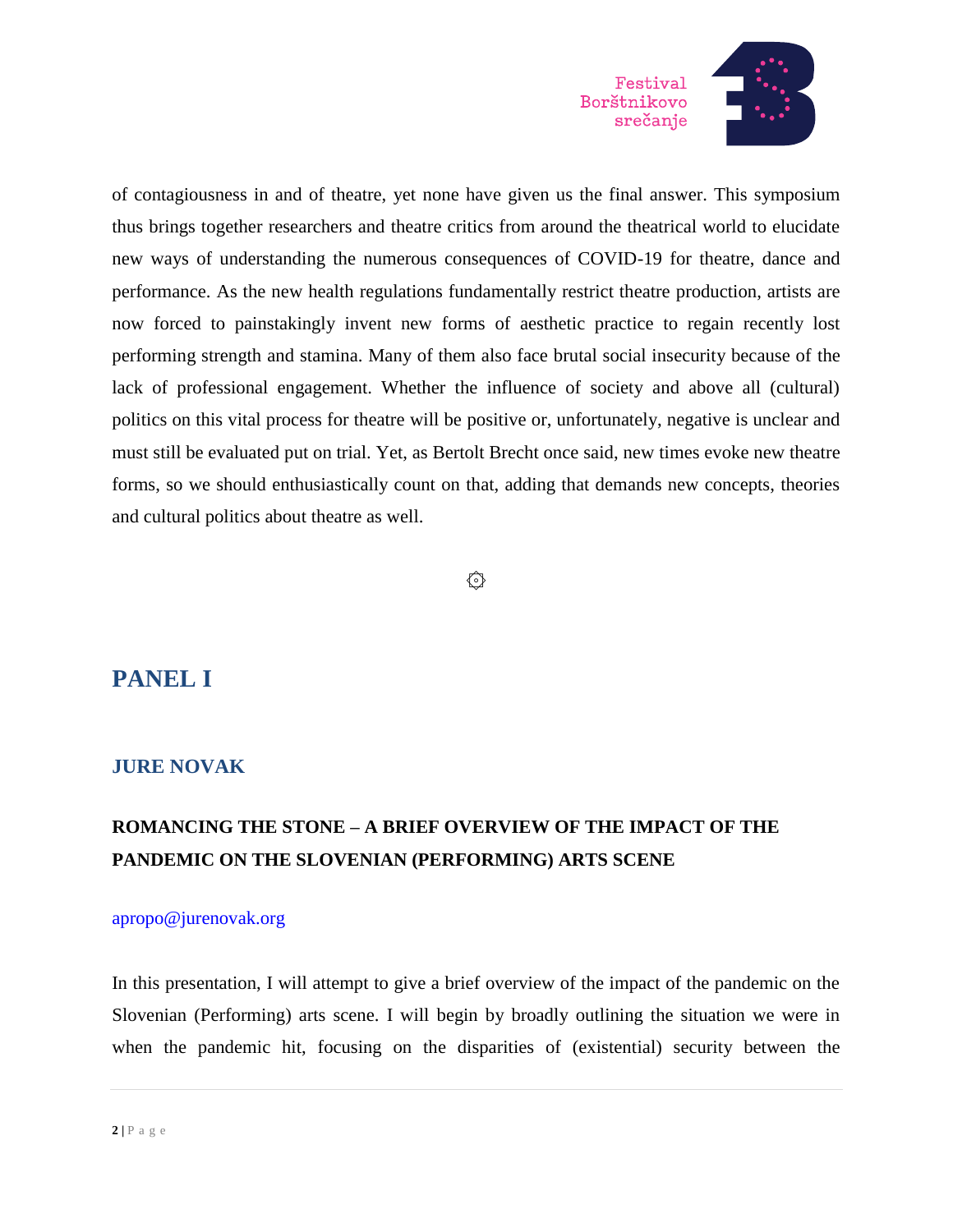of contagiousness in and of theatre, yet none have given us the final answer. This symposium thus brings together researchers and theatre critics from around the theatrical world to elucidate new ways of understanding the numerous consequences of COVID-19 for theatre, dance and performance. As the new health regulations fundamentally restrict theatre production, artists are now forced to painstakingly invent new forms of aesthetic practice to regain recently lost performing strength and stamina. Many of them also face brutal social insecurity because of the lack of professional engagement. Whether the influence of society and above all (cultural) politics on this vital process for theatre will be positive or, unfortunately, negative is unclear and must still be evaluated put on trial. Yet, as Bertolt Brecht once said, new times evoke new theatre forms, so we should enthusiastically count on that, adding that demands new concepts, theories and cultural politics about theatre as well.

۞

## PANEL I

### JURE NOVAK

**ROMANCING THE STONE – A BRIEF OVERVIEW OF THE IMPACT OF THE PANDEMIC ON THE SLOVENIAN (PERFORMING) ARTS SCENE**

apropo@jurenovak.org

In this presentation, I will attempt to give a brief overview of the impact of the pandemic on the Slovenian (Performing) arts scene. I will begin by broadly outlining the situation we were in when the pandemic hit, focusing on the disparities of (existential) security between the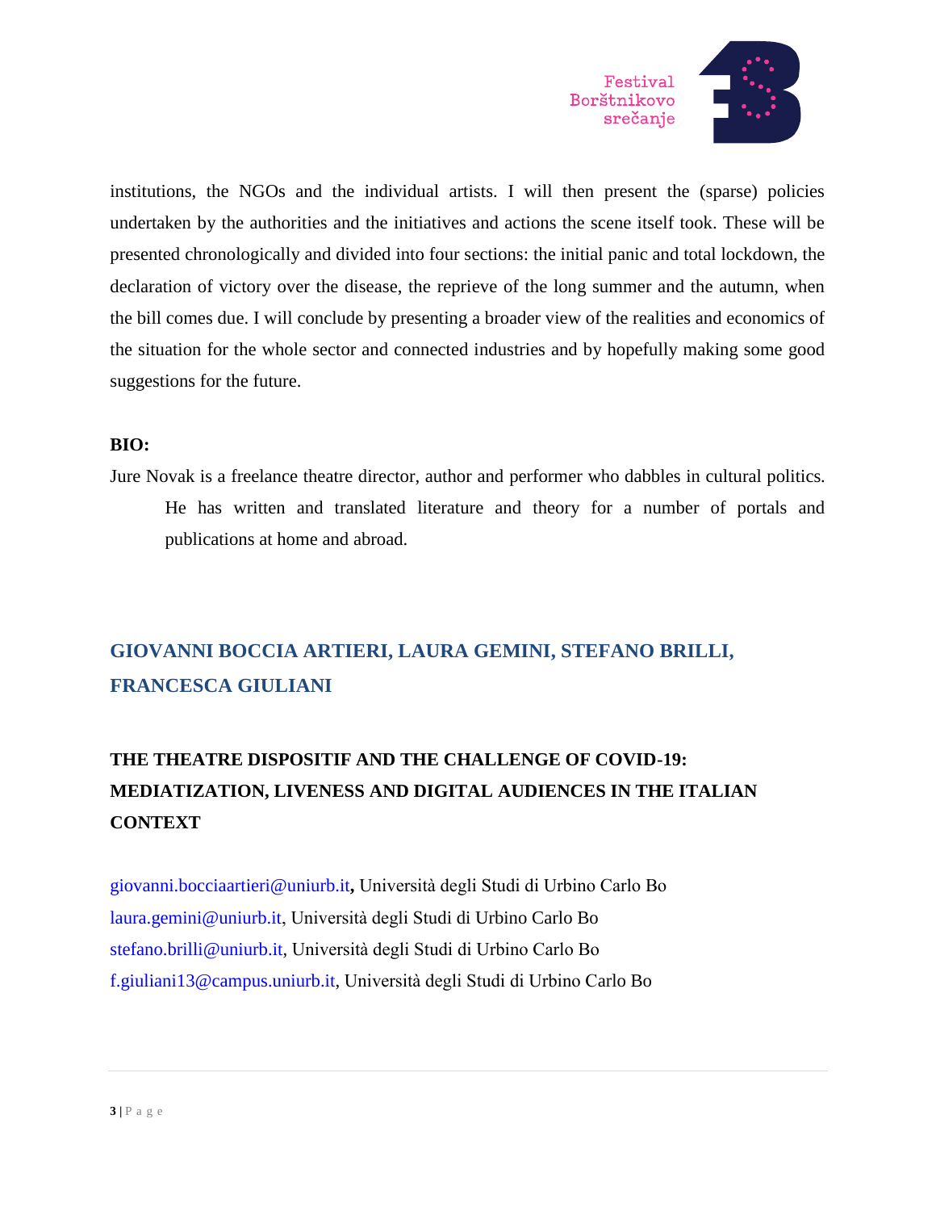institutions, the NGOs and the individual artists. I will then present the (sparse) policies undertaken by the authorities and the initiatives and actions the scene itself took. These will be presented chronologically and divided into four sections: the initial panic and total lockdown, the declaration of victory over the disease, the reprieve of the long summer and the autumn, when the bill comes due. I will conclude by presenting a broader view of the realities and economics of the situation for the whole sector and connected industries and by hopefully making some good suggestions for the future.

**BIO:**

Jure Novak is a freelance theatre director, author and performer who dabbles in cultural politics. He has written and translated literature and theory for a number of portals and publications at home and abroad.

## GIOVANNI BOCCIA ARTIERI, LAURA GEMINI, STEFANO BRILLI, FRANCESCA GIULIANI

### THE THEATRE DISPOSITIF AND THE CHALLENGE OF COVID-19: MEDIATIZATION, LIVENESS AND DIGITAL AUDIENCES IN THE ITALIAN CONTEXT

giovanni.bocciaartieri@uniurb.it, Università degli Studi di Urbino Carlo Bo
laura.gemini@uniurb.it, Università degli Studi di Urbino Carlo Bo
stefano.brilli@uniurb.it, Università degli Studi di Urbino Carlo Bo
f.giuliani13@campus.uniurb.it, Università degli Studi di Urbino Carlo Bo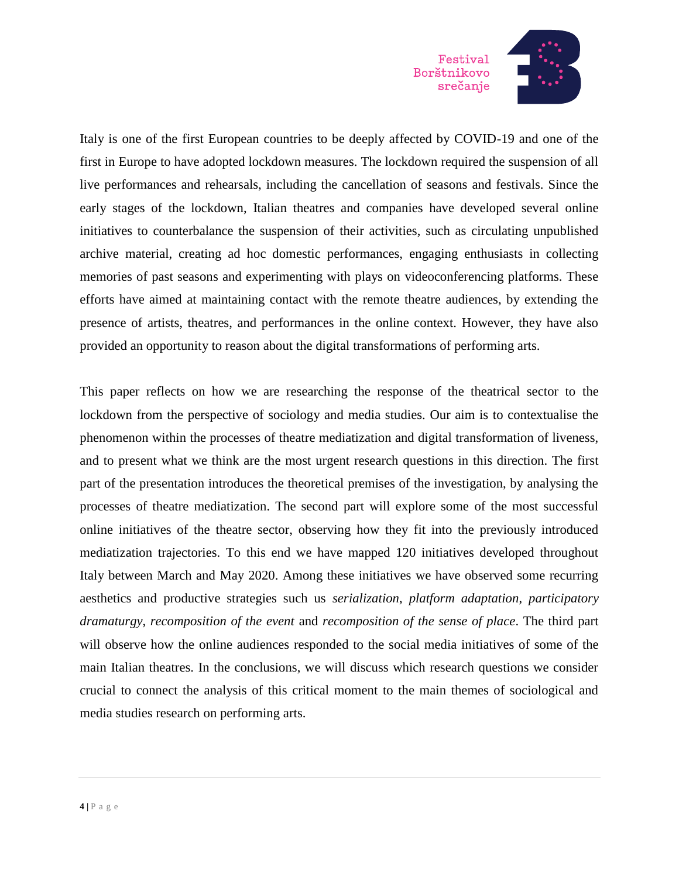Italy is one of the first European countries to be deeply affected by COVID-19 and one of the first in Europe to have adopted lockdown measures. The lockdown required the suspension of all live performances and rehearsals, including the cancellation of seasons and festivals. Since the early stages of the lockdown, Italian theatres and companies have developed several online initiatives to counterbalance the suspension of their activities, such as circulating unpublished archive material, creating ad hoc domestic performances, engaging enthusiasts in collecting memories of past seasons and experimenting with plays on videoconferencing platforms. These efforts have aimed at maintaining contact with the remote theatre audiences, by extending the presence of artists, theatres, and performances in the online context. However, they have also provided an opportunity to reason about the digital transformations of performing arts.

This paper reflects on how we are researching the response of the theatrical sector to the lockdown from the perspective of sociology and media studies. Our aim is to contextualise the phenomenon within the processes of theatre mediatization and digital transformation of liveness, and to present what we think are the most urgent research questions in this direction. The first part of the presentation introduces the theoretical premises of the investigation, by analysing the processes of theatre mediatization. The second part will explore some of the most successful online initiatives of the theatre sector, observing how they fit into the previously introduced mediatization trajectories. To this end we have mapped 120 initiatives developed throughout Italy between March and May 2020. Among these initiatives we have observed some recurring aesthetics and productive strategies such us *serialization*, *platform adaptation*, *participatory dramaturgy*, *recomposition of the event* and *recomposition of the sense of place*. The third part will observe how the online audiences responded to the social media initiatives of some of the main Italian theatres. In the conclusions, we will discuss which research questions we consider crucial to connect the analysis of this critical moment to the main themes of sociological and media studies research on performing arts.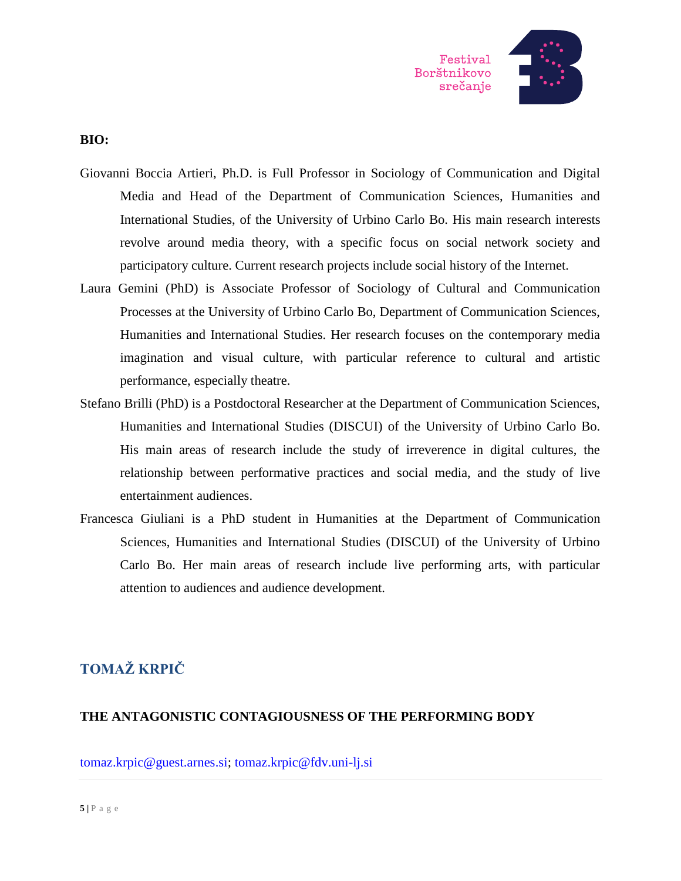**BIO:**

Giovanni Boccia Artieri, Ph.D. is Full Professor in Sociology of Communication and Digital Media and Head of the Department of Communication Sciences, Humanities and International Studies, of the University of Urbino Carlo Bo. His main research interests revolve around media theory, with a specific focus on social network society and participatory culture. Current research projects include social history of the Internet.

Laura Gemini (PhD) is Associate Professor of Sociology of Cultural and Communication Processes at the University of Urbino Carlo Bo, Department of Communication Sciences, Humanities and International Studies. Her research focuses on the contemporary media imagination and visual culture, with particular reference to cultural and artistic performance, especially theatre.

Stefano Brilli (PhD) is a Postdoctoral Researcher at the Department of Communication Sciences, Humanities and International Studies (DISCUI) of the University of Urbino Carlo Bo. His main areas of research include the study of irreverence in digital cultures, the relationship between performative practices and social media, and the study of live entertainment audiences.

Francesca Giuliani is a PhD student in Humanities at the Department of Communication Sciences, Humanities and International Studies (DISCUI) of the University of Urbino Carlo Bo. Her main areas of research include live performing arts, with particular attention to audiences and audience development.

## TOMAŽ KRPIČ

### THE ANTAGONISTIC CONTAGIOUSNESS OF THE PERFORMING BODY

tomaz.krpic@guest.arnes.si; tomaz.krpic@fdv.uni-lj.si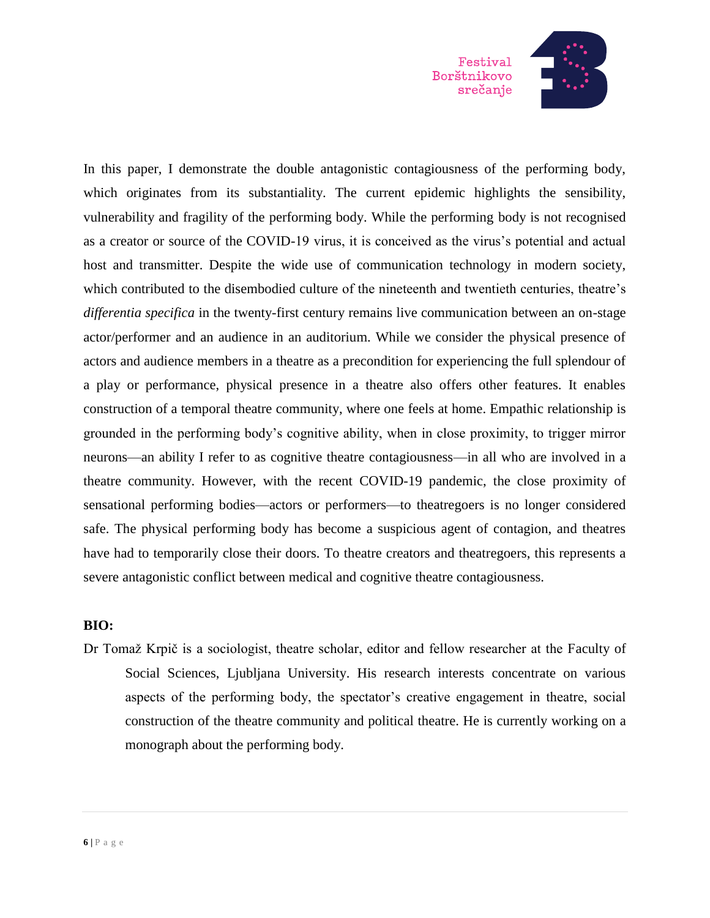In this paper, I demonstrate the double antagonistic contagiousness of the performing body, which originates from its substantiality. The current epidemic highlights the sensibility, vulnerability and fragility of the performing body. While the performing body is not recognised as a creator or source of the COVID-19 virus, it is conceived as the virus's potential and actual host and transmitter. Despite the wide use of communication technology in modern society, which contributed to the disembodied culture of the nineteenth and twentieth centuries, theatre's *differentia specifica* in the twenty-first century remains live communication between an on-stage actor/performer and an audience in an auditorium. While we consider the physical presence of actors and audience members in a theatre as a precondition for experiencing the full splendour of a play or performance, physical presence in a theatre also offers other features. It enables construction of a temporal theatre community, where one feels at home. Empathic relationship is grounded in the performing body's cognitive ability, when in close proximity, to trigger mirror neurons—an ability I refer to as cognitive theatre contagiousness—in all who are involved in a theatre community. However, with the recent COVID-19 pandemic, the close proximity of sensational performing bodies—actors or performers—to theatregoers is no longer considered safe. The physical performing body has become a suspicious agent of contagion, and theatres have had to temporarily close their doors. To theatre creators and theatregoers, this represents a severe antagonistic conflict between medical and cognitive theatre contagiousness.

**BIO:**

Dr Tomaž Krpič is a sociologist, theatre scholar, editor and fellow researcher at the Faculty of Social Sciences, Ljubljana University. His research interests concentrate on various aspects of the performing body, the spectator's creative engagement in theatre, social construction of the theatre community and political theatre. He is currently working on a monograph about the performing body.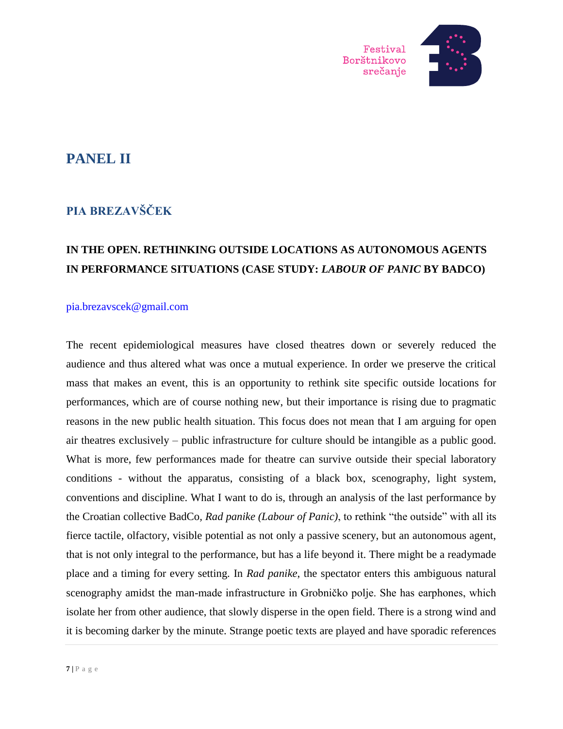## PANEL II

### PIA BREZAVŠČEK

### IN THE OPEN. RETHINKING OUTSIDE LOCATIONS AS AUTONOMOUS AGENTS IN PERFORMANCE SITUATIONS (CASE STUDY: *LABOUR OF PANIC* BY BADCO)

pia.brezavscek@gmail.com

The recent epidemiological measures have closed theatres down or severely reduced the audience and thus altered what was once a mutual experience. In order we preserve the critical mass that makes an event, this is an opportunity to rethink site specific outside locations for performances, which are of course nothing new, but their importance is rising due to pragmatic reasons in the new public health situation. This focus does not mean that I am arguing for open air theatres exclusively – public infrastructure for culture should be intangible as a public good. What is more, few performances made for theatre can survive outside their special laboratory conditions - without the apparatus, consisting of a black box, scenography, light system, conventions and discipline. What I want to do is, through an analysis of the last performance by the Croatian collective BadCo, *Rad panike (Labour of Panic)*, to rethink "the outside" with all its fierce tactile, olfactory, visible potential as not only a passive scenery, but an autonomous agent, that is not only integral to the performance, but has a life beyond it. There might be a readymade place and a timing for every setting. In *Rad panike*, the spectator enters this ambiguous natural scenography amidst the man-made infrastructure in Grobničko polje. She has earphones, which isolate her from other audience, that slowly disperse in the open field. There is a strong wind and it is becoming darker by the minute. Strange poetic texts are played and have sporadic references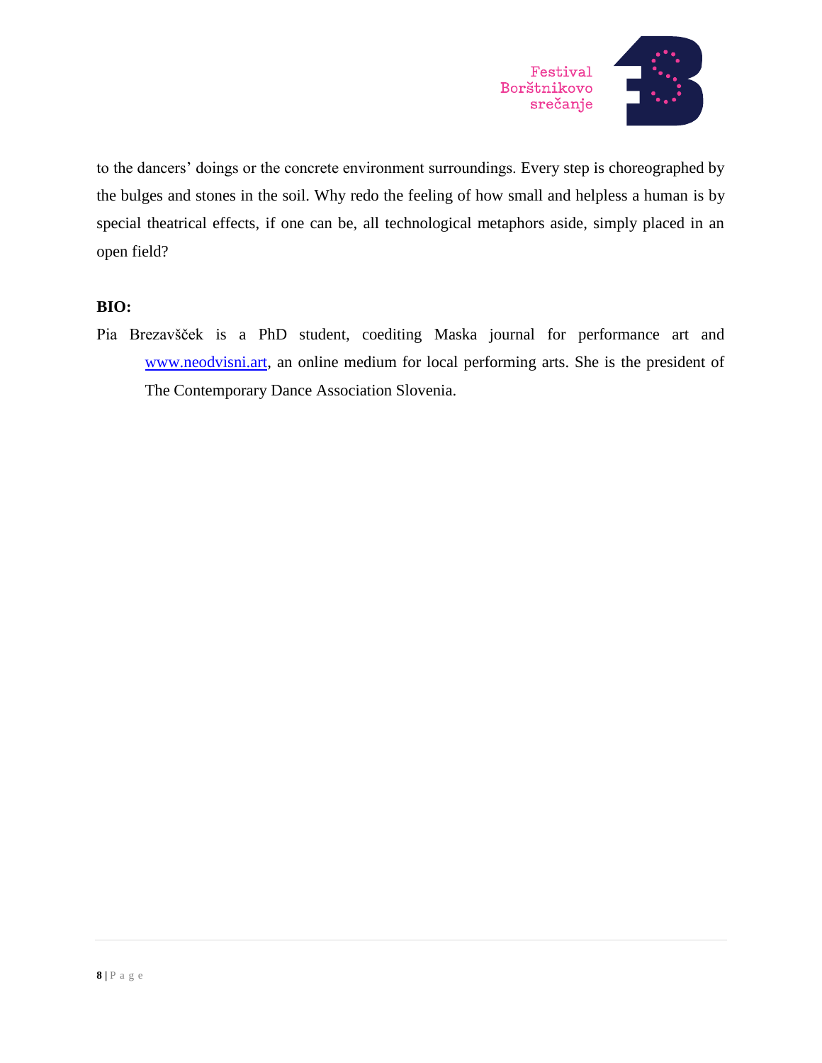to the dancers' doings or the concrete environment surroundings. Every step is choreographed by the bulges and stones in the soil. Why redo the feeling of how small and helpless a human is by special theatrical effects, if one can be, all technological metaphors aside, simply placed in an open field?

**BIO:**

Pia Brezavšček is a PhD student, coediting Maska journal for performance art and www.neodvisni.art, an online medium for local performing arts. She is the president of The Contemporary Dance Association Slovenia.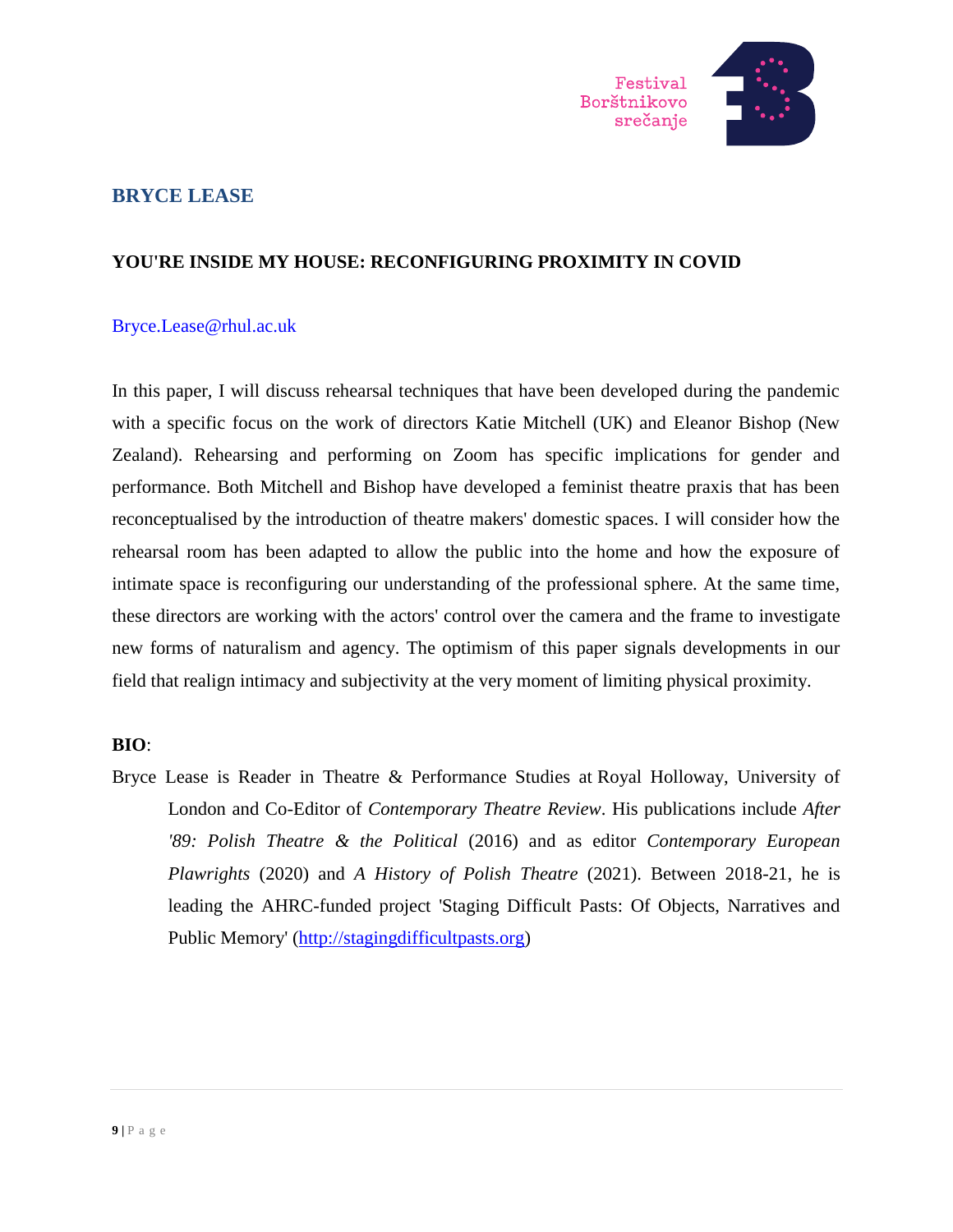## BRYCE LEASE

### YOU'RE INSIDE MY HOUSE: RECONFIGURING PROXIMITY IN COVID

Bryce.Lease@rhul.ac.uk

In this paper, I will discuss rehearsal techniques that have been developed during the pandemic with a specific focus on the work of directors Katie Mitchell (UK) and Eleanor Bishop (New Zealand). Rehearsing and performing on Zoom has specific implications for gender and performance. Both Mitchell and Bishop have developed a feminist theatre praxis that has been reconceptualised by the introduction of theatre makers' domestic spaces. I will consider how the rehearsal room has been adapted to allow the public into the home and how the exposure of intimate space is reconfiguring our understanding of the professional sphere. At the same time, these directors are working with the actors' control over the camera and the frame to investigate new forms of naturalism and agency. The optimism of this paper signals developments in our field that realign intimacy and subjectivity at the very moment of limiting physical proximity.

**BIO**:

Bryce Lease is Reader in Theatre & Performance Studies at Royal Holloway, University of London and Co-Editor of *Contemporary Theatre Review*. His publications include *After '89: Polish Theatre & the Political* (2016) and as editor *Contemporary European Plawrights* (2020) and *A History of Polish Theatre* (2021). Between 2018-21, he is leading the AHRC-funded project 'Staging Difficult Pasts: Of Objects, Narratives and Public Memory' (http://stagingdifficultpasts.org)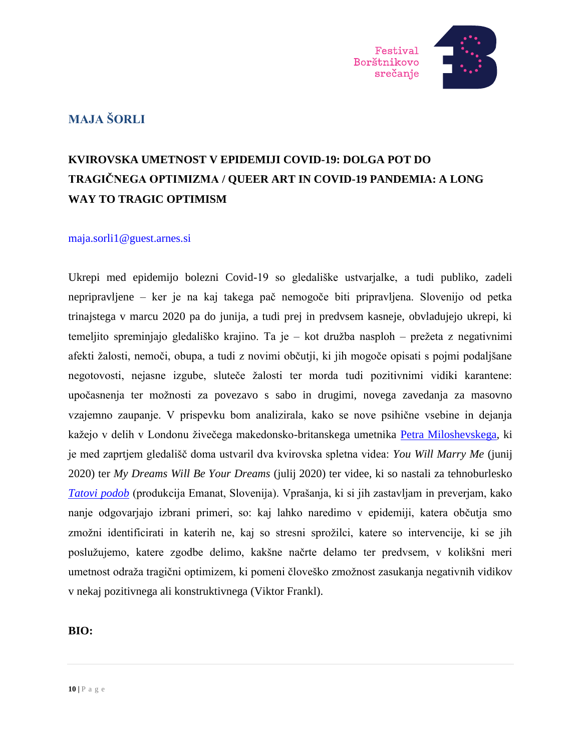## MAJA ŠORLI

### KVIROVSKA UMETNOST V EPIDEMIJI COVID-19: DOLGA POT DO TRAGIČNEGA OPTIMIZMA / QUEER ART IN COVID-19 PANDEMIA: A LONG WAY TO TRAGIC OPTIMISM

maja.sorli1@guest.arnes.si

Ukrepi med epidemijo bolezni Covid-19 so gledališke ustvarjalke, a tudi publiko, zadeli nepripravljene – ker je na kaj takega pač nemogoče biti pripravljena. Slovenijo od petka trinajstega v marcu 2020 pa do junija, a tudi prej in predvsem kasneje, obvladujejo ukrepi, ki temeljito spreminjajo gledališko krajino. Ta je – kot družba nasploh – prežeta z negativnimi afekti žalosti, nemoči, obupa, a tudi z novimi občutji, ki jih mogoče opisati s pojmi podaljšane negotovosti, nejasne izgube, sluteče žalosti ter morda tudi pozitivnimi vidiki karantene: upočasnenja ter možnosti za povezavo s sabo in drugimi, novega zavedanja za masovno vzajemno zaupanje. V prispevku bom analizirala, kako se nove psihične vsebine in dejanja kažejo v delih v Londonu živečega makedonsko-britanskega umetnika Petra Miloshevskega, ki je med zaprtjem gledališč doma ustvaril dva kvirovska spletna videa: *You Will Marry Me* (junij 2020) ter *My Dreams Will Be Your Dreams* (julij 2020) ter videe, ki so nastali za tehnoburlesko *Tatovi podob* (produkcija Emanat, Slovenija). Vprašanja, ki si jih zastavljam in preverjam, kako nanje odgovarjajo izbrani primeri, so: kaj lahko naredimo v epidemiji, katera občutja smo zmožni identificirati in katerih ne, kaj so stresni sprožilci, katere so intervencije, ki se jih poslužujemo, katere zgodbe delimo, kakšne načrte delamo ter predvsem, v kolikšni meri umetnost odraža tragični optimizem, ki pomeni človeško zmožnost zasukanja negativnih vidikov v nekaj pozitivnega ali konstruktivnega (Viktor Frankl).

**BIO:**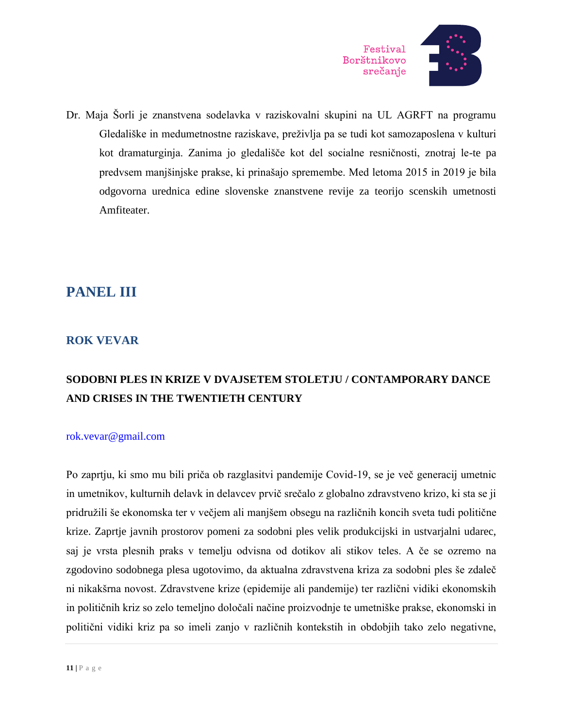Dr. Maja Šorli je znanstvena sodelavka v raziskovalni skupini na UL AGRFT na programu Gledališke in medumetnostne raziskave, preživlja pa se tudi kot samozaposlena v kulturi kot dramaturginja. Zanima jo gledališče kot del socialne resničnosti, znotraj le-te pa predvsem manjšinjske prakse, ki prinašajo spremembe. Med letoma 2015 in 2019 je bila odgovorna urednica edine slovenske znanstvene revije za teorijo scenskih umetnosti Amfiteater.

## PANEL III

### ROK VEVAR

**SODOBNI PLES IN KRIZE V DVAJSETEM STOLETJU / CONTAMPORARY DANCE AND CRISES IN THE TWENTIETH CENTURY**

rok.vevar@gmail.com

Po zaprtju, ki smo mu bili priča ob razglasitvi pandemije Covid-19, se je več generacij umetnic in umetnikov, kulturnih delavk in delavcev prvič srečalo z globalno zdravstveno krizo, ki sta se ji pridružili še ekonomska ter v večjem ali manjšem obsegu na različnih koncih sveta tudi politične krize. Zaprtje javnih prostorov pomeni za sodobni ples velik produkcijski in ustvarjalni udarec, saj je vrsta plesnih praks v temelju odvisna od dotikov ali stikov teles. A če se ozremo na zgodovino sodobnega plesa ugotovimo, da aktualna zdravstvena kriza za sodobni ples še zdaleč ni nikakšrna novost. Zdravstvene krize (epidemije ali pandemije) ter različni vidiki ekonomskih in političnih kriz so zelo temeljno določali načine proizvodnje te umetniške prakse, ekonomski in politični vidiki kriz pa so imeli zanjo v različnih kontekstih in obdobjih tako zelo negativne,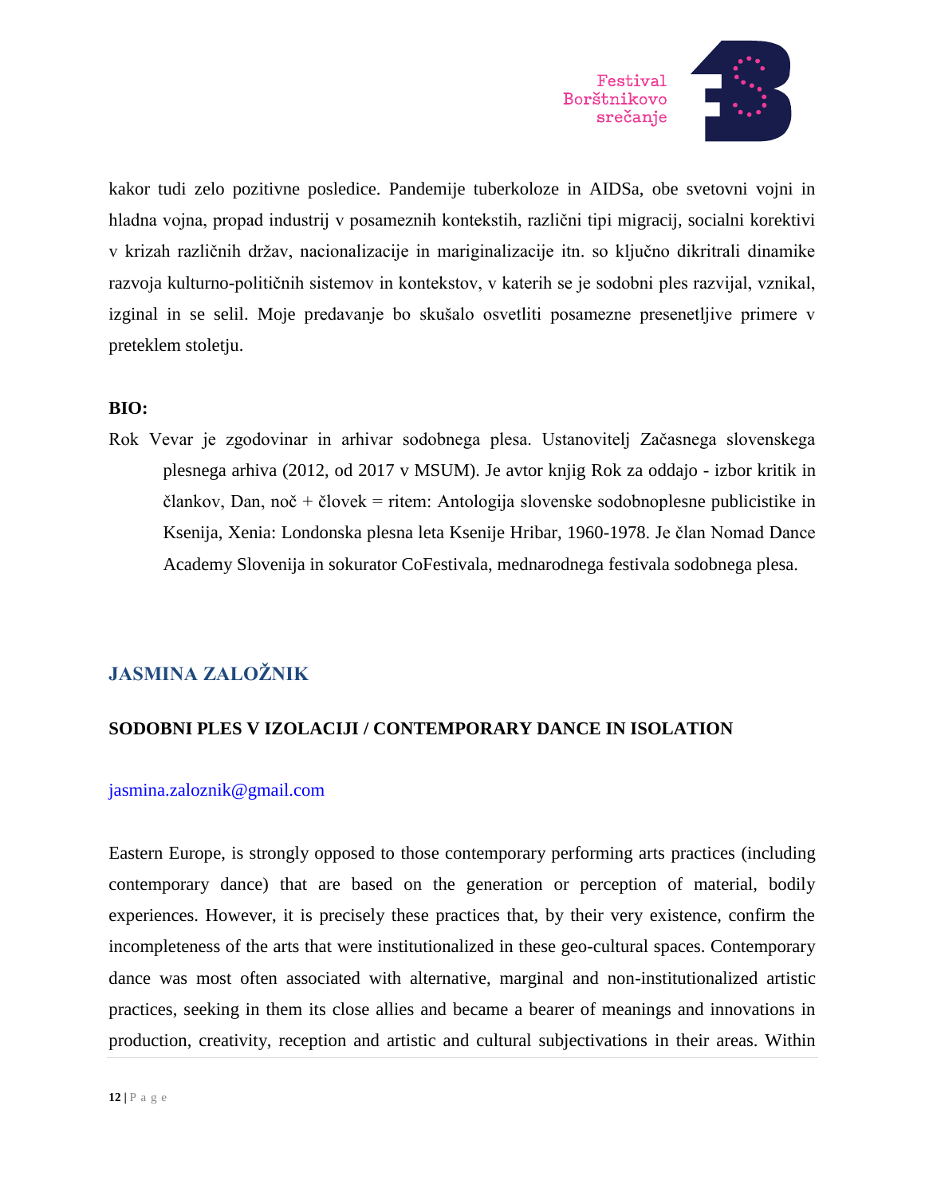kakor tudi zelo pozitivne posledice. Pandemije tuberkoloze in AIDSa, obe svetovni vojni in hladna vojna, propad industrij v posameznih kontekstih, različni tipi migracij, socialni korektivi v krizah različnih držav, nacionalizacije in mariginalizacije itn. so ključno dikritrali dinamike razvoja kulturno-političnih sistemov in kontekstov, v katerih se je sodobni ples razvijal, vznikal, izginal in se selil. Moje predavanje bo skušalo osvetliti posamezne presenetljive primere v preteklem stoletju.

**BIO:**

Rok Vevar je zgodovinar in arhivar sodobnega plesa. Ustanovitelj Začasnega slovenskega plesnega arhiva (2012, od 2017 v MSUM). Je avtor knjig Rok za oddajo - izbor kritik in člankov, Dan, noč + človek = ritem: Antologija slovenske sodobnoplesne publicistike in Ksenija, Xenia: Londonska plesna leta Ksenije Hribar, 1960-1978. Je član Nomad Dance Academy Slovenija in sokurator CoFestivala, mednarodnega festivala sodobnega plesa.

## JASMINA ZALOŽNIK

**SODOBNI PLES V IZOLACIJI / CONTEMPORARY DANCE IN ISOLATION**

jasmina.zaloznik@gmail.com

Eastern Europe, is strongly opposed to those contemporary performing arts practices (including contemporary dance) that are based on the generation or perception of material, bodily experiences. However, it is precisely these practices that, by their very existence, confirm the incompleteness of the arts that were institutionalized in these geo-cultural spaces. Contemporary dance was most often associated with alternative, marginal and non-institutionalized artistic practices, seeking in them its close allies and became a bearer of meanings and innovations in production, creativity, reception and artistic and cultural subjectivations in their areas. Within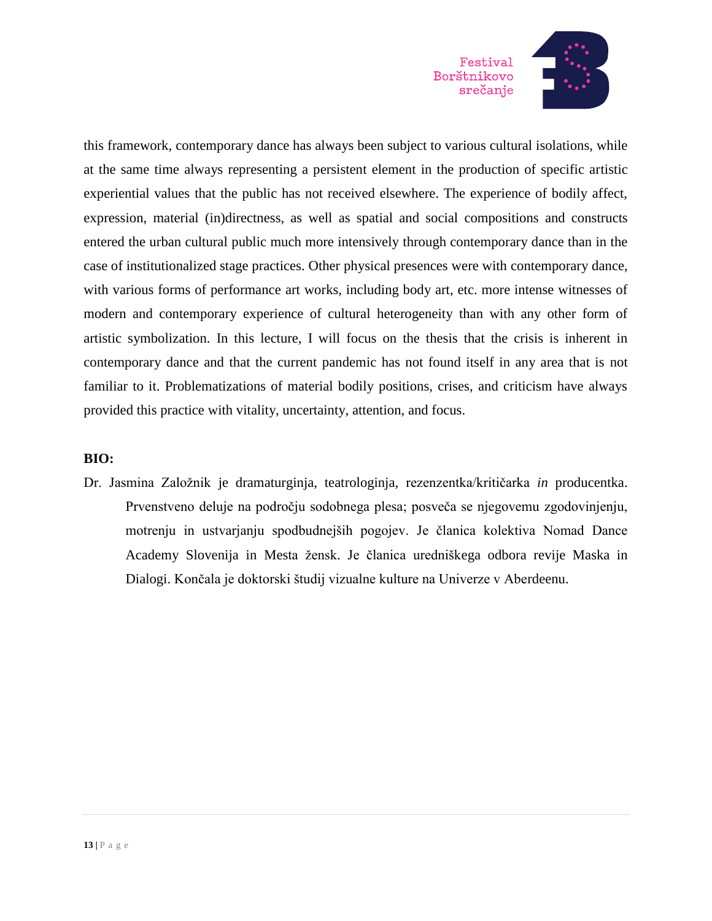this framework, contemporary dance has always been subject to various cultural isolations, while at the same time always representing a persistent element in the production of specific artistic experiential values that the public has not received elsewhere. The experience of bodily affect, expression, material (in)directness, as well as spatial and social compositions and constructs entered the urban cultural public much more intensively through contemporary dance than in the case of institutionalized stage practices. Other physical presences were with contemporary dance, with various forms of performance art works, including body art, etc. more intense witnesses of modern and contemporary experience of cultural heterogeneity than with any other form of artistic symbolization. In this lecture, I will focus on the thesis that the crisis is inherent in contemporary dance and that the current pandemic has not found itself in any area that is not familiar to it. Problematizations of material bodily positions, crises, and criticism have always provided this practice with vitality, uncertainty, attention, and focus.

**BIO:**

Dr. Jasmina Založnik je dramaturginja, teatrologinja, rezenzentka/kritičarka *in* producentka. Prvenstveno deluje na področju sodobnega plesa; posveča se njegovemu zgodovinjenju, motrenju in ustvarjanju spodbudnejših pogojev. Je članica kolektiva Nomad Dance Academy Slovenija in Mesta žensk. Je članica uredniškega odbora revije Maska in Dialogi. Končala je doktorski študij vizualne kulture na Univerze v Aberdeenu.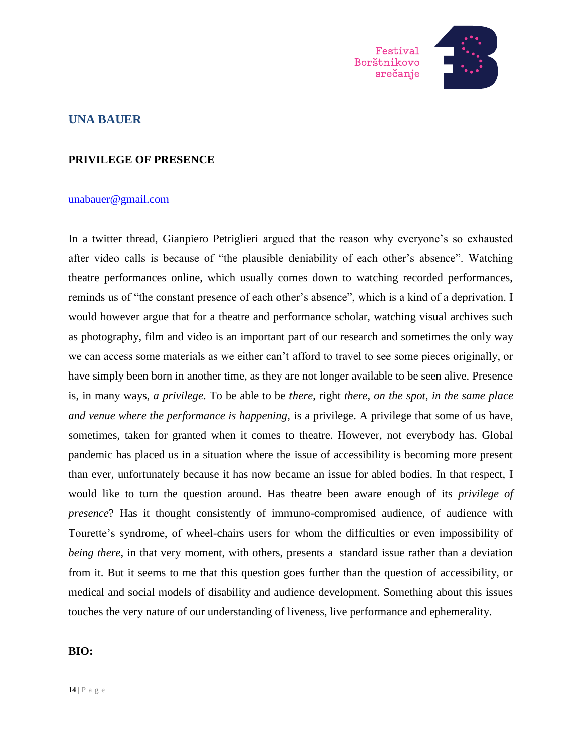## UNA BAUER

### PRIVILEGE OF PRESENCE

unabauer@gmail.com

In a twitter thread, Gianpiero Petriglieri argued that the reason why everyone's so exhausted after video calls is because of "the plausible deniability of each other's absence". Watching theatre performances online, which usually comes down to watching recorded performances, reminds us of "the constant presence of each other's absence", which is a kind of a deprivation. I would however argue that for a theatre and performance scholar, watching visual archives such as photography, film and video is an important part of our research and sometimes the only way we can access some materials as we either can't afford to travel to see some pieces originally, or have simply been born in another time, as they are not longer available to be seen alive. Presence is, in many ways, *a privilege*. To be able to be *there*, right *there*, *on the spot*, *in the same place and venue where the performance is happening*, is a privilege. A privilege that some of us have, sometimes, taken for granted when it comes to theatre. However, not everybody has. Global pandemic has placed us in a situation where the issue of accessibility is becoming more present than ever, unfortunately because it has now became an issue for abled bodies. In that respect, I would like to turn the question around. Has theatre been aware enough of its *privilege of presence*? Has it thought consistently of immuno-compromised audience, of audience with Tourette's syndrome, of wheel-chairs users for whom the difficulties or even impossibility of *being there*, in that very moment, with others, presents a standard issue rather than a deviation from it. But it seems to me that this question goes further than the question of accessibility, or medical and social models of disability and audience development. Something about this issues touches the very nature of our understanding of liveness, live performance and ephemerality.

**BIO:**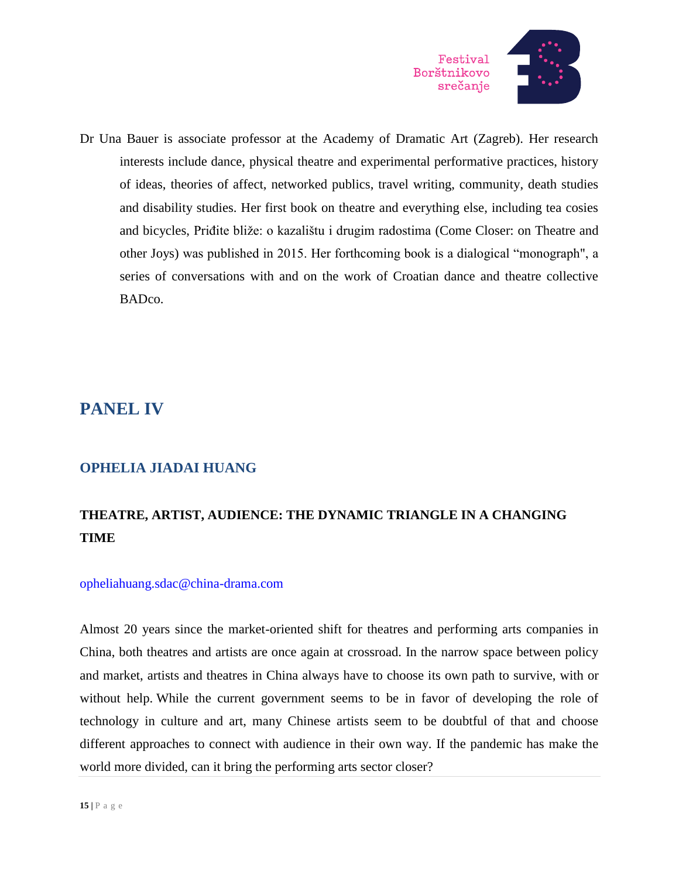Dr Una Bauer is associate professor at the Academy of Dramatic Art (Zagreb). Her research interests include dance, physical theatre and experimental performative practices, history of ideas, theories of affect, networked publics, travel writing, community, death studies and disability studies. Her first book on theatre and everything else, including tea cosies and bicycles, Priđite bliže: o kazalištu i drugim radostima (Come Closer: on Theatre and other Joys) was published in 2015. Her forthcoming book is a dialogical "monograph", a series of conversations with and on the work of Croatian dance and theatre collective BADco.

# PANEL IV

## OPHELIA JIADAI HUANG

### THEATRE, ARTIST, AUDIENCE: THE DYNAMIC TRIANGLE IN A CHANGING TIME

opheliahuang.sdac@china-drama.com

Almost 20 years since the market-oriented shift for theatres and performing arts companies in China, both theatres and artists are once again at crossroad. In the narrow space between policy and market, artists and theatres in China always have to choose its own path to survive, with or without help. While the current government seems to be in favor of developing the role of technology in culture and art, many Chinese artists seem to be doubtful of that and choose different approaches to connect with audience in their own way. If the pandemic has make the world more divided, can it bring the performing arts sector closer?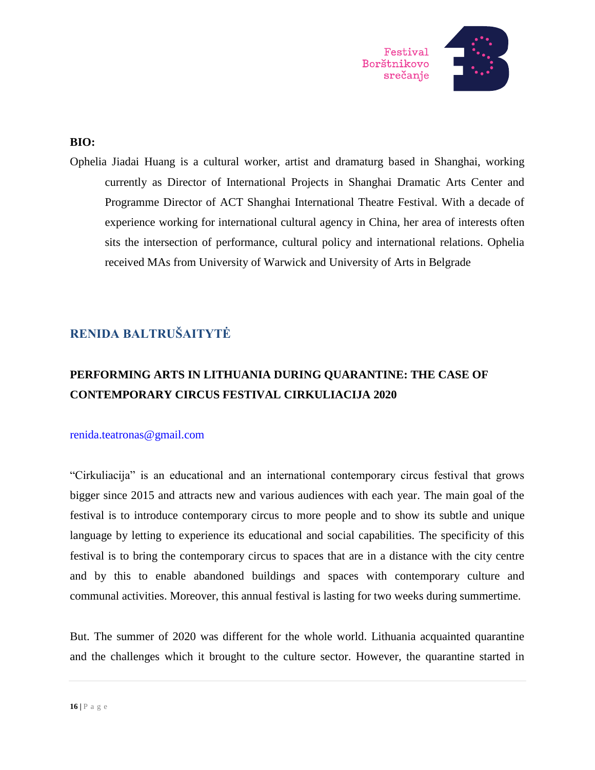**BIO:**

Ophelia Jiadai Huang is a cultural worker, artist and dramaturg based in Shanghai, working currently as Director of International Projects in Shanghai Dramatic Arts Center and Programme Director of ACT Shanghai International Theatre Festival. With a decade of experience working for international cultural agency in China, her area of interests often sits the intersection of performance, cultural policy and international relations. Ophelia received MAs from University of Warwick and University of Arts in Belgrade

## RENIDA BALTRUŠAITYTĖ

### PERFORMING ARTS IN LITHUANIA DURING QUARANTINE: THE CASE OF CONTEMPORARY CIRCUS FESTIVAL CIRKULIACIJA 2020

renida.teatronas@gmail.com

"Cirkuliacija" is an educational and an international contemporary circus festival that grows bigger since 2015 and attracts new and various audiences with each year. The main goal of the festival is to introduce contemporary circus to more people and to show its subtle and unique language by letting to experience its educational and social capabilities. The specificity of this festival is to bring the contemporary circus to spaces that are in a distance with the city centre and by this to enable abandoned buildings and spaces with contemporary culture and communal activities. Moreover, this annual festival is lasting for two weeks during summertime.

But. The summer of 2020 was different for the whole world. Lithuania acquainted quarantine and the challenges which it brought to the culture sector. However, the quarantine started in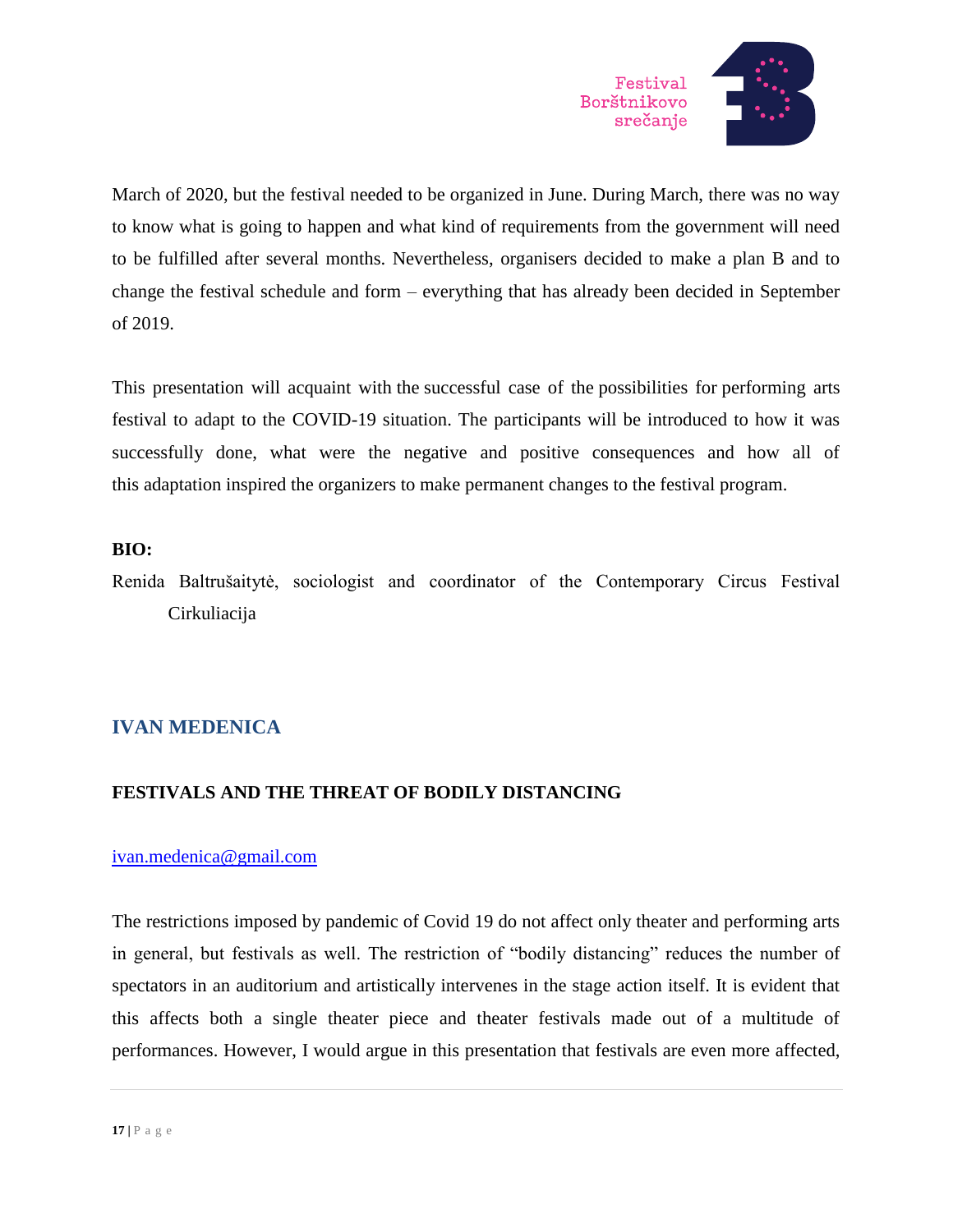March of 2020, but the festival needed to be organized in June. During March, there was no way to know what is going to happen and what kind of requirements from the government will need to be fulfilled after several months. Nevertheless, organisers decided to make a plan B and to change the festival schedule and form – everything that has already been decided in September of 2019.

This presentation will acquaint with the successful case of the possibilities for performing arts festival to adapt to the COVID-19 situation. The participants will be introduced to how it was successfully done, what were the negative and positive consequences and how all of this adaptation inspired the organizers to make permanent changes to the festival program.

**BIO:**

Renida Baltrušaitytė, sociologist and coordinator of the Contemporary Circus Festival Cirkuliacija

## IVAN MEDENICA

### FESTIVALS AND THE THREAT OF BODILY DISTANCING

ivan.medenica@gmail.com

The restrictions imposed by pandemic of Covid 19 do not affect only theater and performing arts in general, but festivals as well. The restriction of "bodily distancing" reduces the number of spectators in an auditorium and artistically intervenes in the stage action itself. It is evident that this affects both a single theater piece and theater festivals made out of a multitude of performances. However, I would argue in this presentation that festivals are even more affected,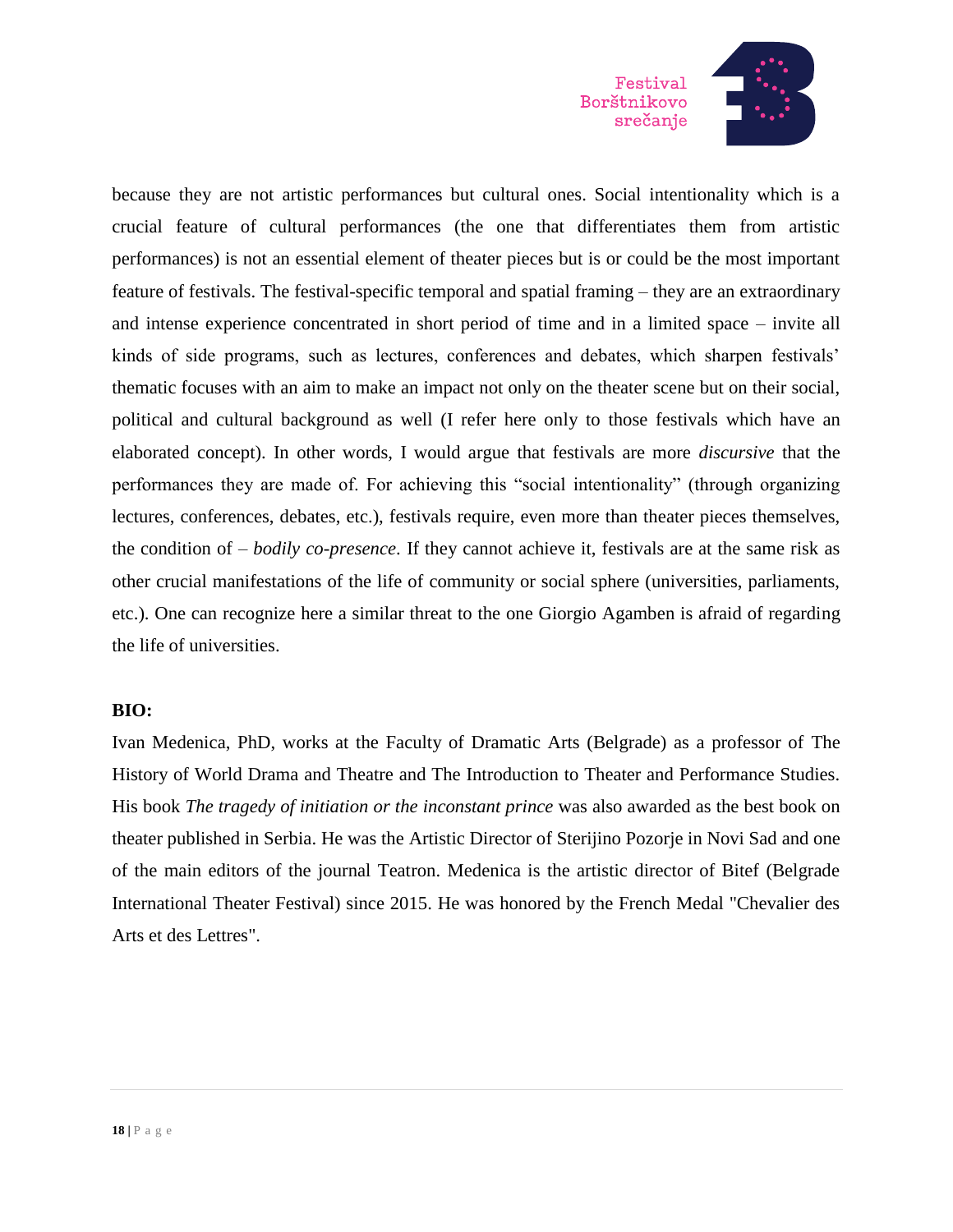because they are not artistic performances but cultural ones. Social intentionality which is a crucial feature of cultural performances (the one that differentiates them from artistic performances) is not an essential element of theater pieces but is or could be the most important feature of festivals. The festival-specific temporal and spatial framing – they are an extraordinary and intense experience concentrated in short period of time and in a limited space – invite all kinds of side programs, such as lectures, conferences and debates, which sharpen festivals' thematic focuses with an aim to make an impact not only on the theater scene but on their social, political and cultural background as well (I refer here only to those festivals which have an elaborated concept). In other words, I would argue that festivals are more *discursive* that the performances they are made of. For achieving this "social intentionality" (through organizing lectures, conferences, debates, etc.), festivals require, even more than theater pieces themselves, the condition of – *bodily co-presence*. If they cannot achieve it, festivals are at the same risk as other crucial manifestations of the life of community or social sphere (universities, parliaments, etc.). One can recognize here a similar threat to the one Giorgio Agamben is afraid of regarding the life of universities.

**BIO:**

Ivan Medenica, PhD, works at the Faculty of Dramatic Arts (Belgrade) as a professor of The History of World Drama and Theatre and The Introduction to Theater and Performance Studies. His book *The tragedy of initiation or the inconstant prince* was also awarded as the best book on theater published in Serbia. He was the Artistic Director of Sterijino Pozorje in Novi Sad and one of the main editors of the journal Teatron. Medenica is the artistic director of Bitef (Belgrade International Theater Festival) since 2015. He was honored by the French Medal "Chevalier des Arts et des Lettres".